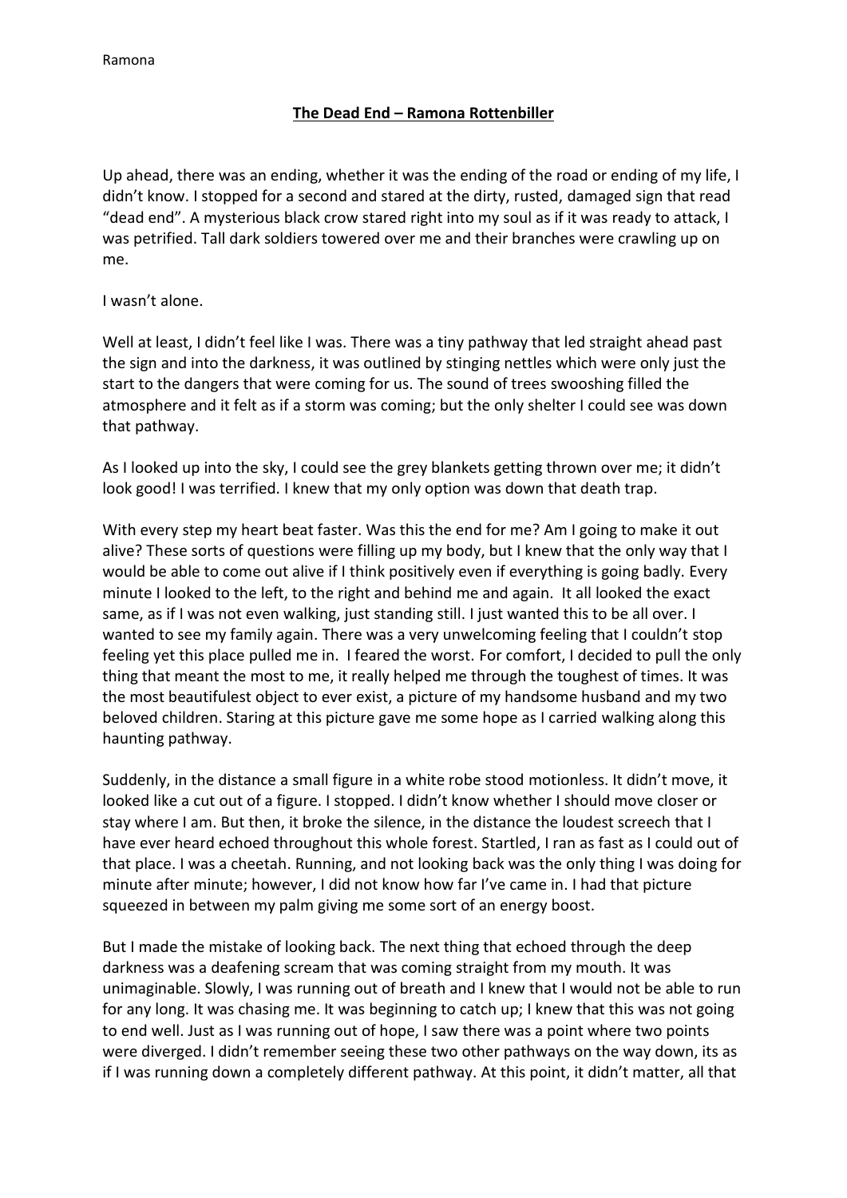**<u>The Dead End – Ramona Rottenbiller</u>**

Up ahead, there was an ending, whether it was the ending of the road or ending of my life, I didn't know. I stopped for a second and stared at the dirty, rusted, damaged sign that read "dead end". A mysterious black crow stared right into my soul as if it was ready to attack, I was petrified. Tall dark soldiers towered over me and their branches were crawling up on me.

I wasn't alone.

Well at least, I didn't feel like I was. There was a tiny pathway that led straight ahead past the sign and into the darkness, it was outlined by stinging nettles which were only just the start to the dangers that were coming for us. The sound of trees swooshing filled the atmosphere and it felt as if a storm was coming; but the only shelter I could see was down that pathway.

As I looked up into the sky, I could see the grey blankets getting thrown over me; it didn't look good! I was terrified. I knew that my only option was down that death trap.

With every step my heart beat faster. Was this the end for me? Am I going to make it out alive? These sorts of questions were filling up my body, but I knew that the only way that I would be able to come out alive if I think positively even if everything is going badly. Every minute I looked to the left, to the right and behind me and again. It all looked the exact same, as if I was not even walking, just standing still. I just wanted this to be all over. I wanted to see my family again. There was a very unwelcoming feeling that I couldn't stop feeling yet this place pulled me in. I feared the worst. For comfort, I decided to pull the only thing that meant the most to me, it really helped me through the toughest of times. It was the most beautifulest object to ever exist, a picture of my handsome husband and my two beloved children. Staring at this picture gave me some hope as I carried walking along this haunting pathway.

Suddenly, in the distance a small figure in a white robe stood motionless. It didn't move, it looked like a cut out of a figure. I stopped. I didn't know whether I should move closer or stay where I am. But then, it broke the silence, in the distance the loudest screech that I have ever heard echoed throughout this whole forest. Startled, I ran as fast as I could out of that place. I was a cheetah. Running, and not looking back was the only thing I was doing for minute after minute; however, I did not know how far I've came in. I had that picture squeezed in between my palm giving me some sort of an energy boost.

But I made the mistake of looking back. The next thing that echoed through the deep darkness was a deafening scream that was coming straight from my mouth. It was unimaginable. Slowly, I was running out of breath and I knew that I would not be able to run for any long. It was chasing me. It was beginning to catch up; I knew that this was not going to end well. Just as I was running out of hope, I saw there was a point where two points were diverged. I didn't remember seeing these two other pathways on the way down, its as if I was running down a completely different pathway. At this point, it didn't matter, all that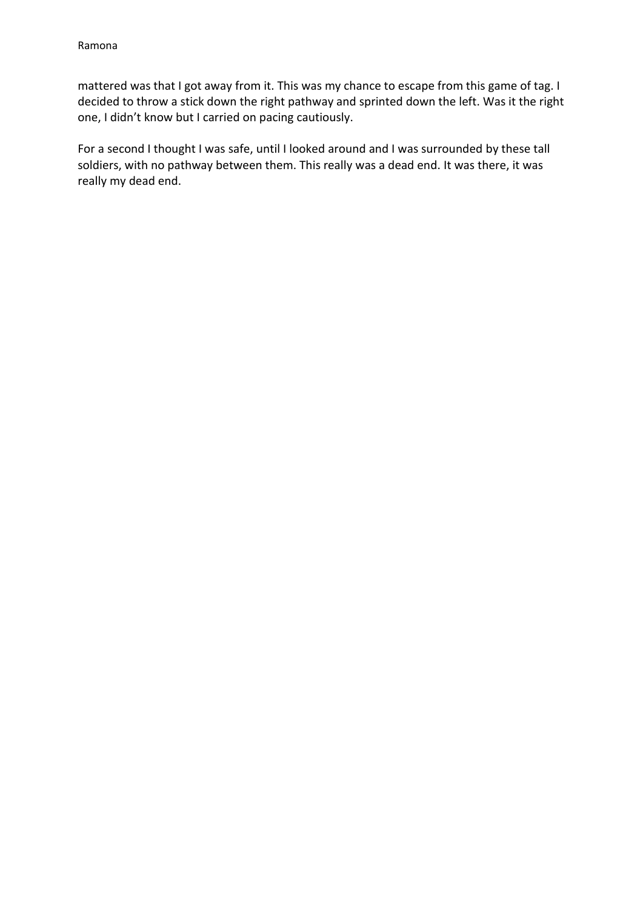mattered was that I got away from it. This was my chance to escape from this game of tag. I decided to throw a stick down the right pathway and sprinted down the left. Was it the right one, I didn't know but I carried on pacing cautiously.

For a second I thought I was safe, until I looked around and I was surrounded by these tall soldiers, with no pathway between them. This really was a dead end. It was there, it was really my dead end.